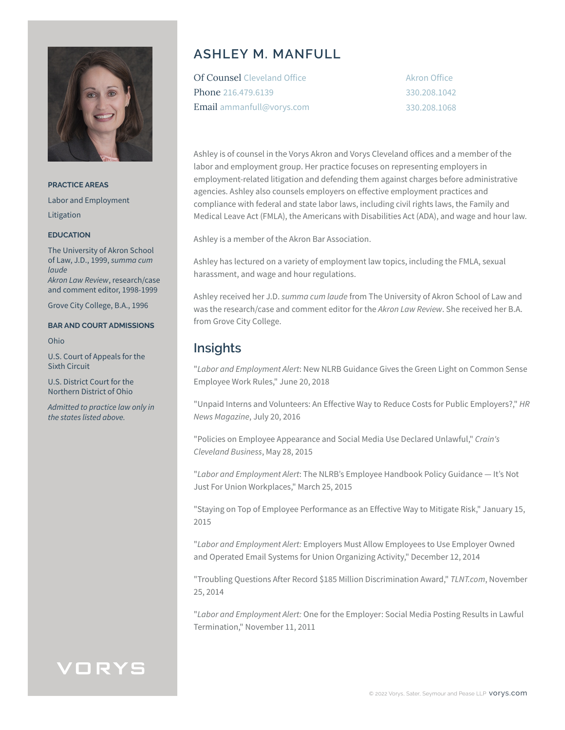# ASHLEY M. MANFULL

Of Counsel Cleveland Office
Phone 216.479.6139
Email ammanfull@vorys.com

Akron Office
330.208.1042
330.208.1068

**PRACTICE AREAS**

Labor and Employment

Litigation

**EDUCATION**

The University of Akron School of Law, J.D., 1999, *summa cum laude*
*Akron Law Review*, research/case and comment editor, 1998-1999

Grove City College, B.A., 1996

**BAR AND COURT ADMISSIONS**

Ohio

U.S. Court of Appeals for the Sixth Circuit

U.S. District Court for the Northern District of Ohio

*Admitted to practice law only in the states listed above.*

Ashley is of counsel in the Vorys Akron and Vorys Cleveland offices and a member of the labor and employment group. Her practice focuses on representing employers in employment-related litigation and defending them against charges before administrative agencies. Ashley also counsels employers on effective employment practices and compliance with federal and state labor laws, including civil rights laws, the Family and Medical Leave Act (FMLA), the Americans with Disabilities Act (ADA), and wage and hour law.

Ashley is a member of the Akron Bar Association.

Ashley has lectured on a variety of employment law topics, including the FMLA, sexual harassment, and wage and hour regulations.

Ashley received her J.D. *summa cum laude* from The University of Akron School of Law and was the research/case and comment editor for the *Akron Law Review*. She received her B.A. from Grove City College.

## Insights

"*Labor and Employment Alert*: New NLRB Guidance Gives the Green Light on Common Sense Employee Work Rules," June 20, 2018

"Unpaid Interns and Volunteers: An Effective Way to Reduce Costs for Public Employers?," *HR News Magazine*, July 20, 2016

"Policies on Employee Appearance and Social Media Use Declared Unlawful," *Crain's Cleveland Business*, May 28, 2015

"*Labor and Employment Alert*: The NLRB's Employee Handbook Policy Guidance — It's Not Just For Union Workplaces," March 25, 2015

"Staying on Top of Employee Performance as an Effective Way to Mitigate Risk," January 15, 2015

"*Labor and Employment Alert:* Employers Must Allow Employees to Use Employer Owned and Operated Email Systems for Union Organizing Activity," December 12, 2014

"Troubling Questions After Record $185 Million Discrimination Award," *TLNT.com*, November 25, 2014

"*Labor and Employment Alert:* One for the Employer: Social Media Posting Results in Lawful Termination," November 11, 2011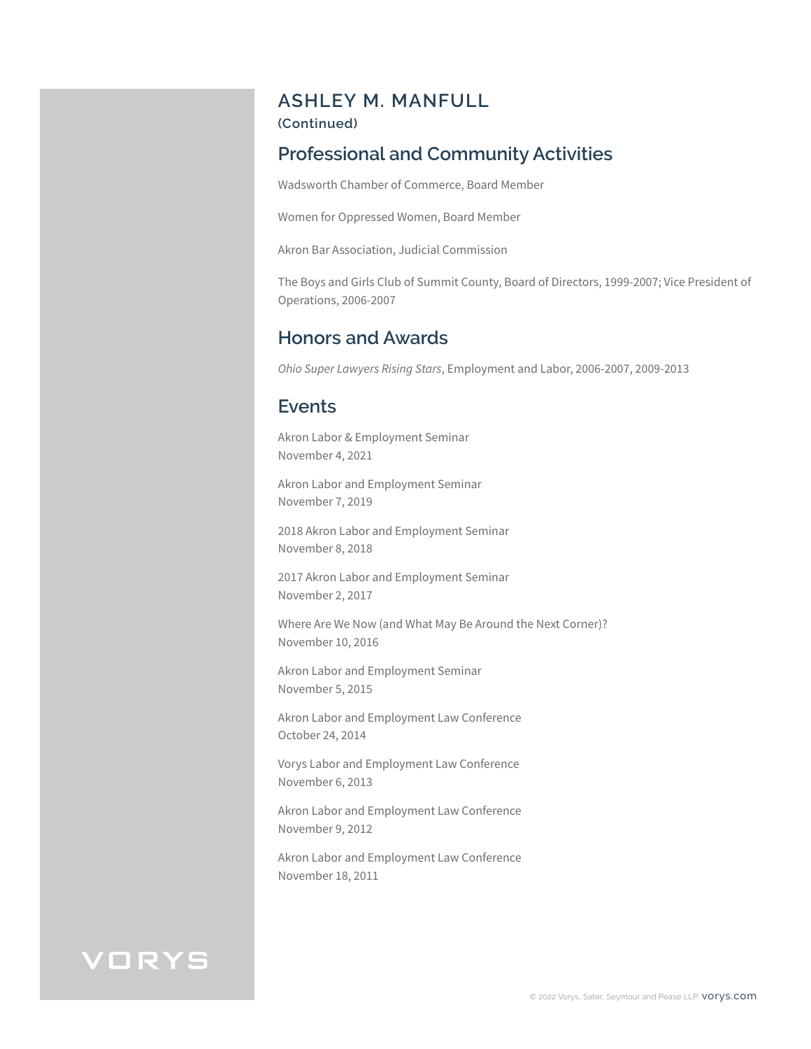# ASHLEY M. MANFULL

**(Continued)**

## Professional and Community Activities

Wadsworth Chamber of Commerce, Board Member

Women for Oppressed Women, Board Member

Akron Bar Association, Judicial Commission

The Boys and Girls Club of Summit County, Board of Directors, 1999-2007; Vice President of Operations, 2006-2007

## Honors and Awards

*Ohio Super Lawyers Rising Stars*, Employment and Labor, 2006-2007, 2009-2013

## Events

Akron Labor & Employment Seminar
November 4, 2021

Akron Labor and Employment Seminar
November 7, 2019

2018 Akron Labor and Employment Seminar
November 8, 2018

2017 Akron Labor and Employment Seminar
November 2, 2017

Where Are We Now (and What May Be Around the Next Corner)?
November 10, 2016

Akron Labor and Employment Seminar
November 5, 2015

Akron Labor and Employment Law Conference
October 24, 2014

Vorys Labor and Employment Law Conference
November 6, 2013

Akron Labor and Employment Law Conference
November 9, 2012

Akron Labor and Employment Law Conference
November 18, 2011